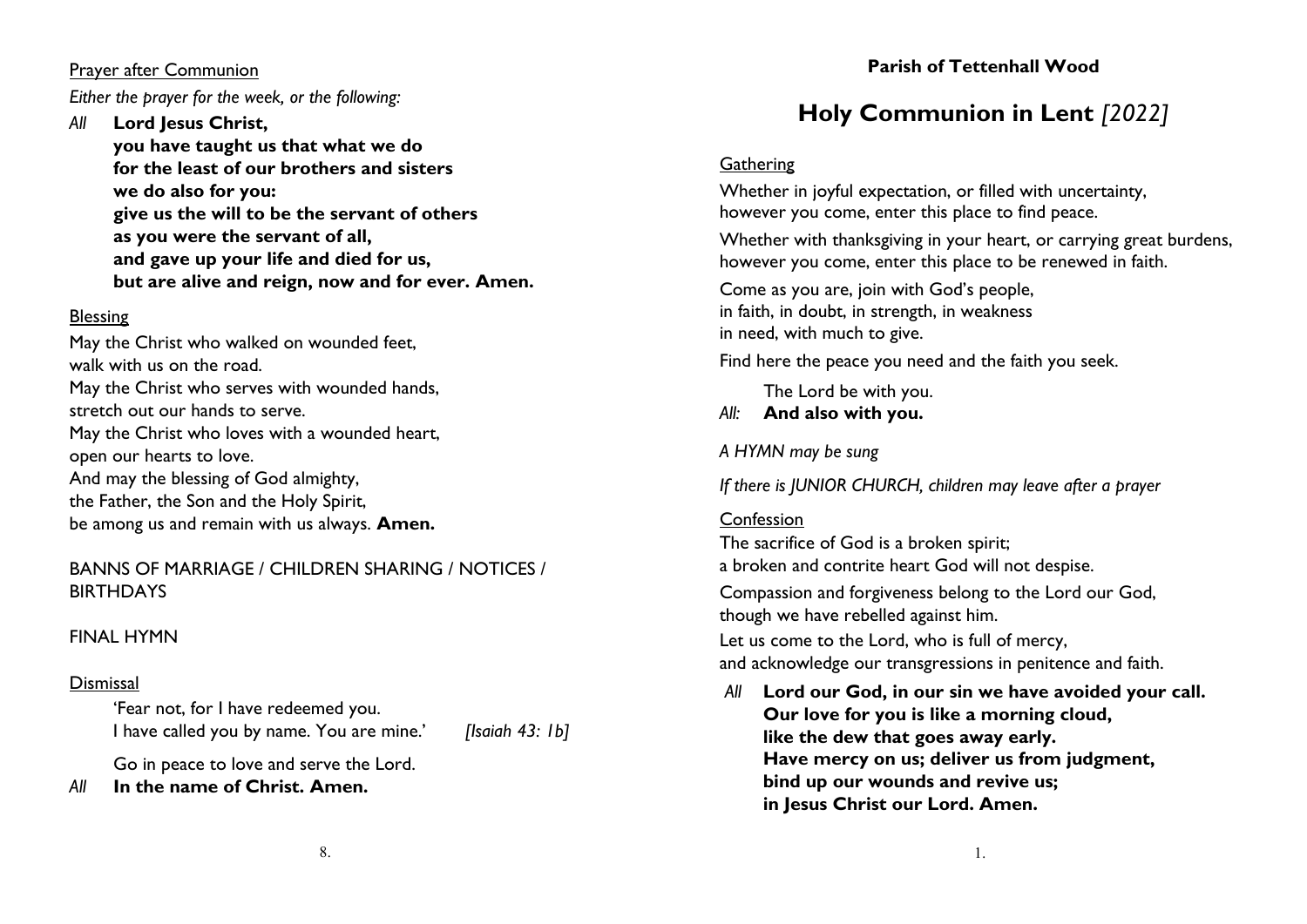### Prayer after Communion

*Either the prayer for the week, or the following:*

*All* **Lord Jesus Christ,**
**you have taught us that what we do**
**for the least of our brothers and sisters**
**we do also for you:**
**give us the will to be the servant of others**
**as you were the servant of all,**
**and gave up your life and died for us,**
**but are alive and reign, now and for ever. Amen.**

### Blessing

May the Christ who walked on wounded feet,
walk with us on the road.
May the Christ who serves with wounded hands,
stretch out our hands to serve.
May the Christ who loves with a wounded heart,
open our hearts to love.
And may the blessing of God almighty,
the Father, the Son and the Holy Spirit,
be among us and remain with us always. **Amen.**

BANNS OF MARRIAGE / CHILDREN SHARING / NOTICES / BIRTHDAYS

FINAL HYMN

### Dismissal

'Fear not, for I have redeemed you.
I have called you by name. You are mine.' *[Isaiah 43: 1b]*

Go in peace to love and serve the Lord.

*All* **In the name of Christ. Amen.**

**Parish of Tettenhall Wood**

# Holy Communion in Lent *[2022]*

### Gathering

Whether in joyful expectation, or filled with uncertainty,
however you come, enter this place to find peace.

Whether with thanksgiving in your heart, or carrying great burdens,
however you come, enter this place to be renewed in faith.

Come as you are, join with God's people,
in faith, in doubt, in strength, in weakness
in need, with much to give.

Find here the peace you need and the faith you seek.

The Lord be with you.

*All:* **And also with you.**

*A HYMN may be sung*

*If there is JUNIOR CHURCH, children may leave after a prayer*

### Confession

The sacrifice of God is a broken spirit;
a broken and contrite heart God will not despise.

Compassion and forgiveness belong to the Lord our God,
though we have rebelled against him.

Let us come to the Lord, who is full of mercy,
and acknowledge our transgressions in penitence and faith.

*All* **Lord our God, in our sin we have avoided your call.**
**Our love for you is like a morning cloud,**
**like the dew that goes away early.**
**Have mercy on us; deliver us from judgment,**
**bind up our wounds and revive us;**
**in Jesus Christ our Lord. Amen.**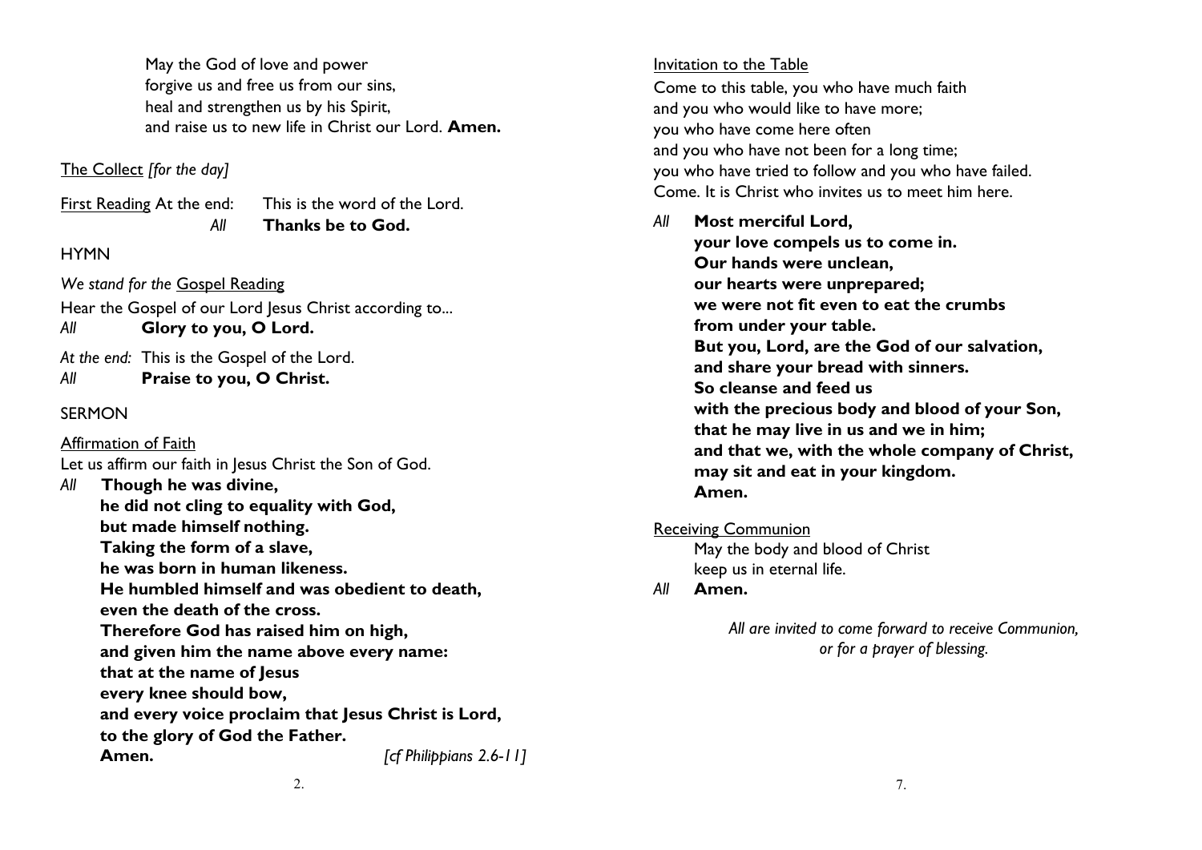May the God of love and power
forgive us and free us from our sins,
heal and strengthen us by his Spirit,
and raise us to new life in Christ our Lord. **Amen.**

The Collect *[for the day]*

First Reading At the end: This is the word of the Lord.
*All* **Thanks be to God.**

HYMN

*We stand for the* Gospel Reading

Hear the Gospel of our Lord Jesus Christ according to...
*All* **Glory to you, O Lord.**

*At the end:* This is the Gospel of the Lord.
*All* **Praise to you, O Christ.**

SERMON

Affirmation of Faith

Let us affirm our faith in Jesus Christ the Son of God.

*All* **Though he was divine,
he did not cling to equality with God,
but made himself nothing.
Taking the form of a slave,
he was born in human likeness.
He humbled himself and was obedient to death,
even the death of the cross.
Therefore God has raised him on high,
and given him the name above every name:
that at the name of Jesus
every knee should bow,
and every voice proclaim that Jesus Christ is Lord,
to the glory of God the Father.
Amen.** *[cf Philippians 2.6-11]*

Invitation to the Table

Come to this table, you who have much faith
and you who would like to have more;
you who have come here often
and you who have not been for a long time;
you who have tried to follow and you who have failed.
Come. It is Christ who invites us to meet him here.

*All* **Most merciful Lord,
your love compels us to come in.
Our hands were unclean,
our hearts were unprepared;
we were not fit even to eat the crumbs
from under your table.
But you, Lord, are the God of our salvation,
and share your bread with sinners.
So cleanse and feed us
with the precious body and blood of your Son,
that he may live in us and we in him;
and that we, with the whole company of Christ,
may sit and eat in your kingdom.
Amen.**

Receiving Communion

May the body and blood of Christ
keep us in eternal life.
*All* **Amen.**

*All are invited to come forward to receive Communion,
or for a prayer of blessing.*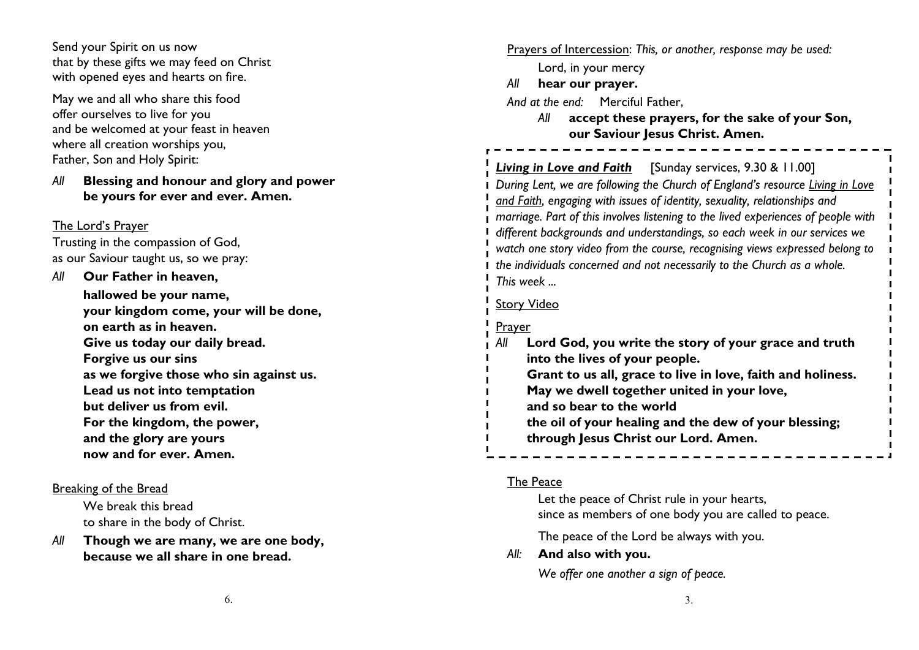Send your Spirit on us now
that by these gifts we may feed on Christ
with opened eyes and hearts on fire.

May we and all who share this food
offer ourselves to live for you
and be welcomed at your feast in heaven
where all creation worships you,
Father, Son and Holy Spirit:

*All* **Blessing and honour and glory and power
be yours for ever and ever. Amen.**

The Lord's Prayer

Trusting in the compassion of God,
as our Saviour taught us, so we pray:

*All* **Our Father in heaven,
hallowed be your name,
your kingdom come, your will be done,
on earth as in heaven.
Give us today our daily bread.
Forgive us our sins
as we forgive those who sin against us.
Lead us not into temptation
but deliver us from evil.
For the kingdom, the power,
and the glory are yours
now and for ever. Amen.**

Breaking of the Bread

We break this bread
to share in the body of Christ.

*All* **Though we are many, we are one body,
because we all share in one bread.**

Prayers of Intercession: *This, or another, response may be used:*

Lord, in your mercy

*All* **hear our prayer.**

*And at the end:* Merciful Father,

*All* **accept these prayers, for the sake of your Son,
our Saviour Jesus Christ. Amen.**

***Living in Love and Faith*** [Sunday services, 9.30 & 11.00]

*During Lent, we are following the Church of England's resource Living in Love and Faith, engaging with issues of identity, sexuality, relationships and marriage. Part of this involves listening to the lived experiences of people with different backgrounds and understandings, so each week in our services we watch one story video from the course, recognising views expressed belong to the individuals concerned and not necessarily to the Church as a whole. This week ...*

Story Video

Prayer

*All* **Lord God, you write the story of your grace and truth
into the lives of your people.
Grant to us all, grace to live in love, faith and holiness.
May we dwell together united in your love,
and so bear to the world
the oil of your healing and the dew of your blessing;
through Jesus Christ our Lord. Amen.**

The Peace

Let the peace of Christ rule in your hearts,
since as members of one body you are called to peace.

The peace of the Lord be always with you.

*All:* **And also with you.**

*We offer one another a sign of peace.*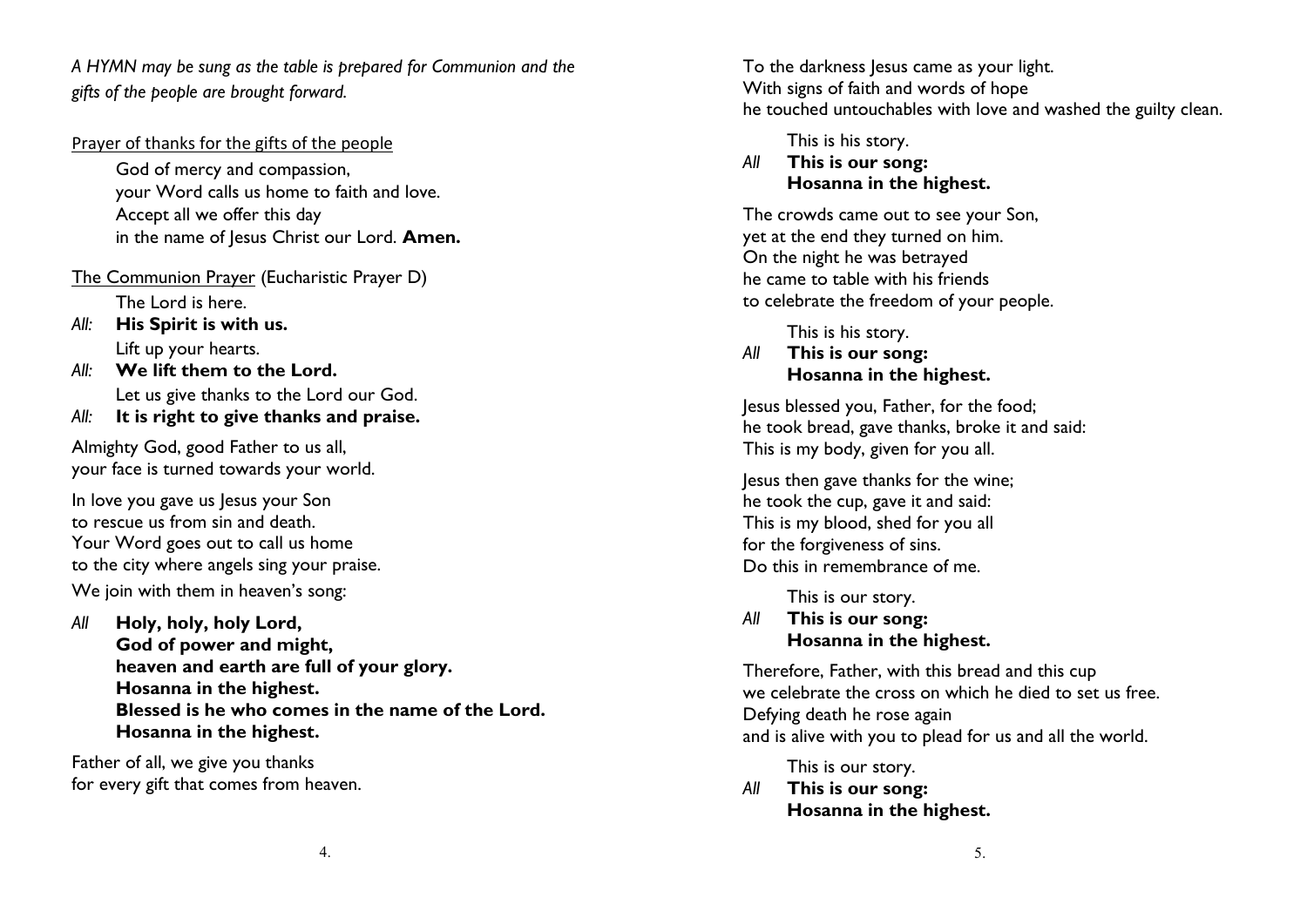*A HYMN may be sung as the table is prepared for Communion and the gifts of the people are brought forward.*

Prayer of thanks for the gifts of the people

God of mercy and compassion,
your Word calls us home to faith and love.
Accept all we offer this day
in the name of Jesus Christ our Lord. **Amen.**

The Communion Prayer (Eucharistic Prayer D)

The Lord is here.

*All:* **His Spirit is with us.**

Lift up your hearts.

*All:* **We lift them to the Lord.**

Let us give thanks to the Lord our God.

*All:* **It is right to give thanks and praise.**

Almighty God, good Father to us all,
your face is turned towards your world.

In love you gave us Jesus your Son
to rescue us from sin and death.
Your Word goes out to call us home
to the city where angels sing your praise.

We join with them in heaven's song:

*All* **Holy, holy, holy Lord,**
**God of power and might,**
**heaven and earth are full of your glory.**
**Hosanna in the highest.**
**Blessed is he who comes in the name of the Lord.**
**Hosanna in the highest.**

Father of all, we give you thanks
for every gift that comes from heaven.

To the darkness Jesus came as your light.
With signs of faith and words of hope
he touched untouchables with love and washed the guilty clean.

This is his story.

*All* **This is our song:**
**Hosanna in the highest.**

The crowds came out to see your Son,
yet at the end they turned on him.
On the night he was betrayed
he came to table with his friends
to celebrate the freedom of your people.

This is his story.

*All* **This is our song:**
**Hosanna in the highest.**

Jesus blessed you, Father, for the food;
he took bread, gave thanks, broke it and said:
This is my body, given for you all.

Jesus then gave thanks for the wine;
he took the cup, gave it and said:
This is my blood, shed for you all
for the forgiveness of sins.
Do this in remembrance of me.

This is our story.

*All* **This is our song:**
**Hosanna in the highest.**

Therefore, Father, with this bread and this cup
we celebrate the cross on which he died to set us free.
Defying death he rose again
and is alive with you to plead for us and all the world.

This is our story.

*All* **This is our song:**
**Hosanna in the highest.**